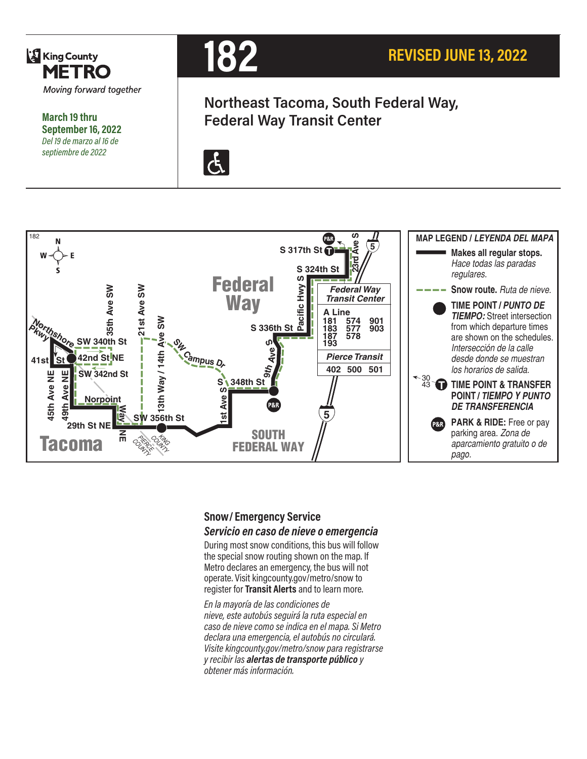King County METRO

*Moving forward together*

**March 19 thru September 16, 2022**

*Del 19 de marzo al 16 de septiembre de 2022*

# 182

**REVISED JUNE 13, 2022**

## Northeast Tacoma, South Federal Way, Federal Way Transit Center

**Federal Way Transit Center**

| A Line | | |
|---|---|---|
| 181 | 574 | 901 |
| 183 | 577 | 903 |
| 187 | 578 | |
| 193 | | |

| Pierce Transit | | |
|---|---|---|
| 402 | 500 | 501 |

**MAP LEGEND / *LEYENDA DEL MAPA***

- **Makes all regular stops.** *Hace todas las paradas regulares.*
- **Snow route.** *Ruta de nieve.*
- **TIME POINT / *PUNTO DE TIEMPO:*** Street intersection from which departure times are shown on the schedules. *Intersección de la calle desde donde se muestran los horarios de salida.*
- **TIME POINT & TRANSFER POINT / *TIEMPO Y PUNTO DE TRANSFERENCIA***
- **PARK & RIDE:** Free or pay parking area. *Zona de aparcamiento gratuito o de pago.*

### Snow / Emergency Service

### *Servicio en caso de nieve o emergencia*

During most snow conditions, this bus will follow the special snow routing shown on the map. If Metro declares an emergency, the bus will not operate. Visit kingcounty.gov/metro/snow to register for **Transit Alerts** and to learn more.

*En la mayoría de las condiciones de nieve, este autobús seguirá la ruta especial en caso de nieve como se indica en el mapa. Si Metro declara una emergencia, el autobús no circulará. Visite kingcounty.gov/metro/snow para registrarse y recibir las **alertas de transporte público** y obtener más información.*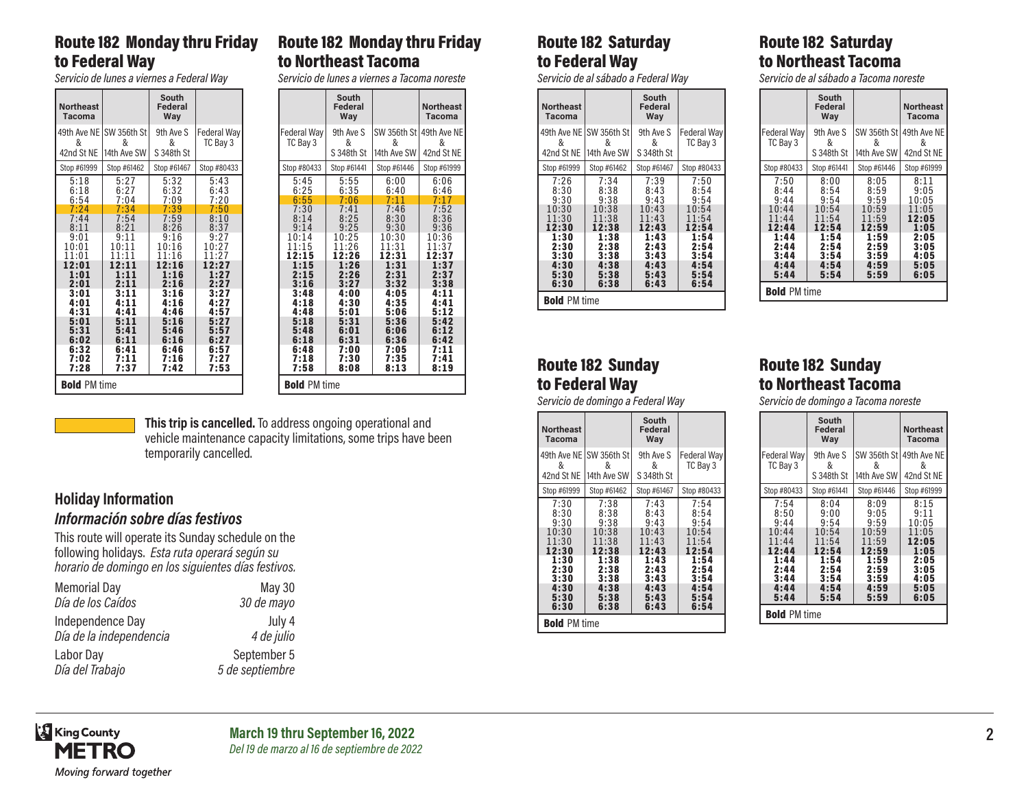## Route 182 Monday thru Friday to Federal Way

*Servicio de lunes a viernes a Federal Way*

| Northeast Tacoma | | South Federal Way | |
|---|---|---|---|
| 49th Ave NE & 42nd St NE | SW 356th St & 14th Ave SW | 9th Ave S & S 348th St | Federal Way TC Bay 3 |
| Stop #61999 | Stop #61462 | Stop #61467 | Stop #80433 |
| 5:18 | 5:27 | 5:32 | 5:43 |
| 6:18 | 6:27 | 6:32 | 6:43 |
| 6:54 | 7:04 | 7:09 | 7:20 |
| 7:24 | 7:34 | 7:39 | 7:50 |
| 7:44 | 7:54 | 7:59 | 8:10 |
| 8:11 | 8:21 | 8:26 | 8:37 |
| 9:01 | 9:11 | 9:16 | 9:27 |
| 10:01 | 10:11 | 10:16 | 10:27 |
| 11:01 | 11:11 | 11:16 | 11:27 |
| **12:01** | **12:11** | **12:16** | **12:27** |
| **1:01** | **1:11** | **1:16** | **1:27** |
| **2:01** | **2:11** | **2:16** | **2:27** |
| **3:01** | **3:11** | **3:16** | **3:27** |
| **4:01** | **4:11** | **4:16** | **4:27** |
| **4:31** | **4:41** | **4:46** | **4:57** |
| **5:01** | **5:11** | **5:16** | **5:27** |
| **5:31** | **5:41** | **5:46** | **5:57** |
| **6:02** | **6:11** | **6:16** | **6:27** |
| **6:32** | **6:41** | **6:46** | **6:57** |
| **7:02** | **7:11** | **7:16** | **7:27** |
| **7:28** | **7:37** | **7:42** | **7:53** |

**Bold** PM time

## Route 182 Monday thru Friday to Northeast Tacoma

*Servicio de lunes a viernes a Tacoma noreste*

| | South Federal Way | | Northeast Tacoma |
|---|---|---|---|
| Federal Way TC Bay 3 | 9th Ave S & S 348th St | SW 356th St & 14th Ave SW | 49th Ave NE & 42nd St NE |
| Stop #80433 | Stop #61441 | Stop #61446 | Stop #61999 |
| 5:45 | 5:55 | 6:00 | 6:06 |
| 6:25 | 6:35 | 6:40 | 6:46 |
| 6:55 | 7:06 | 7:11 | 7:17 |
| 7:30 | 7:41 | 7:46 | 7:52 |
| 8:14 | 8:25 | 8:30 | 8:36 |
| 9:14 | 9:25 | 9:30 | 9:36 |
| 10:14 | 10:25 | 10:30 | 10:36 |
| 11:15 | 11:26 | 11:31 | 11:37 |
| **12:15** | **12:26** | **12:31** | **12:37** |
| **1:15** | **1:26** | **1:31** | **1:37** |
| **2:15** | **2:26** | **2:31** | **2:37** |
| **3:16** | **3:27** | **3:32** | **3:38** |
| **3:48** | **4:00** | **4:05** | **4:11** |
| **4:18** | **4:30** | **4:35** | **4:41** |
| **4:48** | **5:01** | **5:06** | **5:12** |
| **5:18** | **5:31** | **5:36** | **5:42** |
| **5:48** | **6:01** | **6:06** | **6:12** |
| **6:18** | **6:31** | **6:36** | **6:42** |
| **6:48** | **7:00** | **7:05** | **7:11** |
| **7:18** | **7:30** | **7:35** | **7:41** |
| **7:58** | **8:08** | **8:13** | **8:19** |

**Bold** PM time

**This trip is cancelled.** To address ongoing operational and vehicle maintenance capacity limitations, some trips have been temporarily cancelled.

(Highlighted trips: 7:24 AM to Federal Way; 6:55 AM to Northeast Tacoma.)

## Route 182 Saturday to Federal Way

*Servicio de al sábado a Federal Way*

| Northeast Tacoma | | South Federal Way | |
|---|---|---|---|
| 49th Ave NE & 42nd St NE | SW 356th St & 14th Ave SW | 9th Ave S & S 348th St | Federal Way TC Bay 3 |
| Stop #61999 | Stop #61462 | Stop #61467 | Stop #80433 |
| 7:26 | 7:34 | 7:39 | 7:50 |
| 8:30 | 8:38 | 8:43 | 8:54 |
| 9:30 | 9:38 | 9:43 | 9:54 |
| 10:30 | 10:38 | 10:43 | 10:54 |
| 11:30 | 11:38 | 11:43 | 11:54 |
| **12:30** | **12:38** | **12:43** | **12:54** |
| **1:30** | **1:38** | **1:43** | **1:54** |
| **2:30** | **2:38** | **2:43** | **2:54** |
| **3:30** | **3:38** | **3:43** | **3:54** |
| **4:30** | **4:38** | **4:43** | **4:54** |
| **5:30** | **5:38** | **5:43** | **5:54** |
| **6:30** | **6:38** | **6:43** | **6:54** |

**Bold** PM time

## Route 182 Saturday to Northeast Tacoma

*Servicio de al sábado a Tacoma noreste*

| | South Federal Way | | Northeast Tacoma |
|---|---|---|---|
| Federal Way TC Bay 3 | 9th Ave S & S 348th St | SW 356th St & 14th Ave SW | 49th Ave NE & 42nd St NE |
| Stop #80433 | Stop #61441 | Stop #61446 | Stop #61999 |
| 7:50 | 8:00 | 8:05 | 8:11 |
| 8:44 | 8:54 | 8:59 | 9:05 |
| 9:44 | 9:54 | 9:59 | 10:05 |
| 10:44 | 10:54 | 10:59 | 11:05 |
| 11:44 | 11:54 | 11:59 | **12:05** |
| **12:44** | **12:54** | **12:59** | **1:05** |
| **1:44** | **1:54** | **1:59** | **2:05** |
| **2:44** | **2:54** | **2:59** | **3:05** |
| **3:44** | **3:54** | **3:59** | **4:05** |
| **4:44** | **4:54** | **4:59** | **5:05** |
| **5:44** | **5:54** | **5:59** | **6:05** |

**Bold** PM time

## Route 182 Sunday to Federal Way

*Servicio de domingo a Federal Way*

| Northeast Tacoma | | South Federal Way | |
|---|---|---|---|
| 49th Ave NE & 42nd St NE | SW 356th St & 14th Ave SW | 9th Ave S & S 348th St | Federal Way TC Bay 3 |
| Stop #61999 | Stop #61462 | Stop #61467 | Stop #80433 |
| 7:30 | 7:38 | 7:43 | 7:54 |
| 8:30 | 8:38 | 8:43 | 8:54 |
| 9:30 | 9:38 | 9:43 | 9:54 |
| 10:30 | 10:38 | 10:43 | 10:54 |
| 11:30 | 11:38 | 11:43 | 11:54 |
| **12:30** | **12:38** | **12:43** | **12:54** |
| **1:30** | **1:38** | **1:43** | **1:54** |
| **2:30** | **2:38** | **2:43** | **2:54** |
| **3:30** | **3:38** | **3:43** | **3:54** |
| **4:30** | **4:38** | **4:43** | **4:54** |
| **5:30** | **5:38** | **5:43** | **5:54** |
| **6:30** | **6:38** | **6:43** | **6:54** |

**Bold** PM time

## Route 182 Sunday to Northeast Tacoma

*Servicio de domingo a Tacoma noreste*

| | South Federal Way | | Northeast Tacoma |
|---|---|---|---|
| Federal Way TC Bay 3 | 9th Ave S & S 348th St | SW 356th St & 14th Ave SW | 49th Ave NE & 42nd St NE |
| Stop #80433 | Stop #61441 | Stop #61446 | Stop #61999 |
| 7:54 | 8:04 | 8:09 | 8:15 |
| 8:50 | 9:00 | 9:05 | 9:11 |
| 9:44 | 9:54 | 9:59 | 10:05 |
| 10:44 | 10:54 | 10:59 | 11:05 |
| 11:44 | 11:54 | 11:59 | **12:05** |
| **12:44** | **12:54** | **12:59** | **1:05** |
| **1:44** | **1:54** | **1:59** | **2:05** |
| **2:44** | **2:54** | **2:59** | **3:05** |
| **3:44** | **3:54** | **3:59** | **4:05** |
| **4:44** | **4:54** | **4:59** | **5:05** |
| **5:44** | **5:54** | **5:59** | **6:05** |

**Bold** PM time

## Holiday Information

### *Información sobre días festivos*

This route will operate its Sunday schedule on the following holidays. *Esta ruta operará según su horario de domingo en los siguientes días festivos.*

| | |
|---|---|
| Memorial Day *Día de los Caídos* | May 30 *30 de mayo* |
| Independence Day *Día de la independencia* | July 4 *4 de julio* |
| Labor Day *Día del Trabajo* | September 5 *5 de septiembre* |

King County METRO *Moving forward together*

**March 19 thru September 16, 2022**
*Del 19 de marzo al 16 de septiembre de 2022*